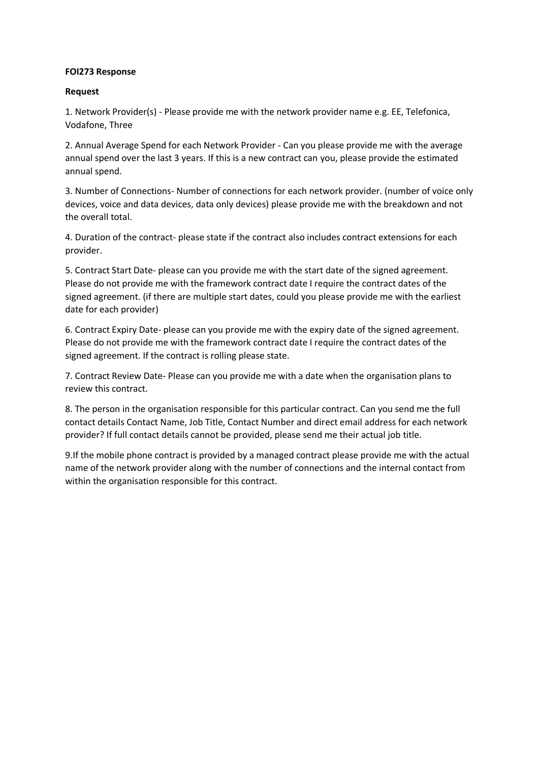**FOI273 Response**

**Request**

1. Network Provider(s) - Please provide me with the network provider name e.g. EE, Telefonica, Vodafone, Three

2. Annual Average Spend for each Network Provider - Can you please provide me with the average annual spend over the last 3 years. If this is a new contract can you, please provide the estimated annual spend.

3. Number of Connections- Number of connections for each network provider. (number of voice only devices, voice and data devices, data only devices) please provide me with the breakdown and not the overall total.

4. Duration of the contract- please state if the contract also includes contract extensions for each provider.

5. Contract Start Date- please can you provide me with the start date of the signed agreement. Please do not provide me with the framework contract date I require the contract dates of the signed agreement. (if there are multiple start dates, could you please provide me with the earliest date for each provider)

6. Contract Expiry Date- please can you provide me with the expiry date of the signed agreement. Please do not provide me with the framework contract date I require the contract dates of the signed agreement. If the contract is rolling please state.

7. Contract Review Date- Please can you provide me with a date when the organisation plans to review this contract.

8. The person in the organisation responsible for this particular contract. Can you send me the full contact details Contact Name, Job Title, Contact Number and direct email address for each network provider? If full contact details cannot be provided, please send me their actual job title.

9. If the mobile phone contract is provided by a managed contract please provide me with the actual name of the network provider along with the number of connections and the internal contact from within the organisation responsible for this contract.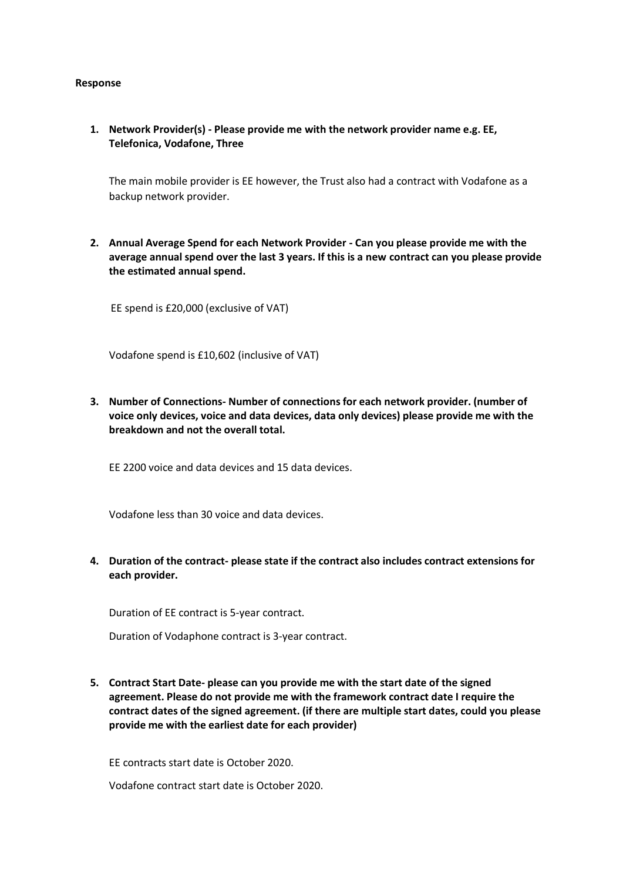**Response**

1. **Network Provider(s) - Please provide me with the network provider name e.g. EE, Telefonica, Vodafone, Three**

   The main mobile provider is EE however, the Trust also had a contract with Vodafone as a backup network provider.

2. **Annual Average Spend for each Network Provider - Can you please provide me with the average annual spend over the last 3 years. If this is a new contract can you please provide the estimated annual spend.**

   EE spend is £20,000 (exclusive of VAT)

   Vodafone spend is £10,602 (inclusive of VAT)

3. **Number of Connections- Number of connections for each network provider. (number of voice only devices, voice and data devices, data only devices) please provide me with the breakdown and not the overall total.**

   EE 2200 voice and data devices and 15 data devices.

   Vodafone less than 30 voice and data devices.

4. **Duration of the contract- please state if the contract also includes contract extensions for each provider.**

   Duration of EE contract is 5-year contract.

   Duration of Vodaphone contract is 3-year contract.

5. **Contract Start Date- please can you provide me with the start date of the signed agreement. Please do not provide me with the framework contract date I require the contract dates of the signed agreement. (if there are multiple start dates, could you please provide me with the earliest date for each provider)**

   EE contracts start date is October 2020.

   Vodafone contract start date is October 2020.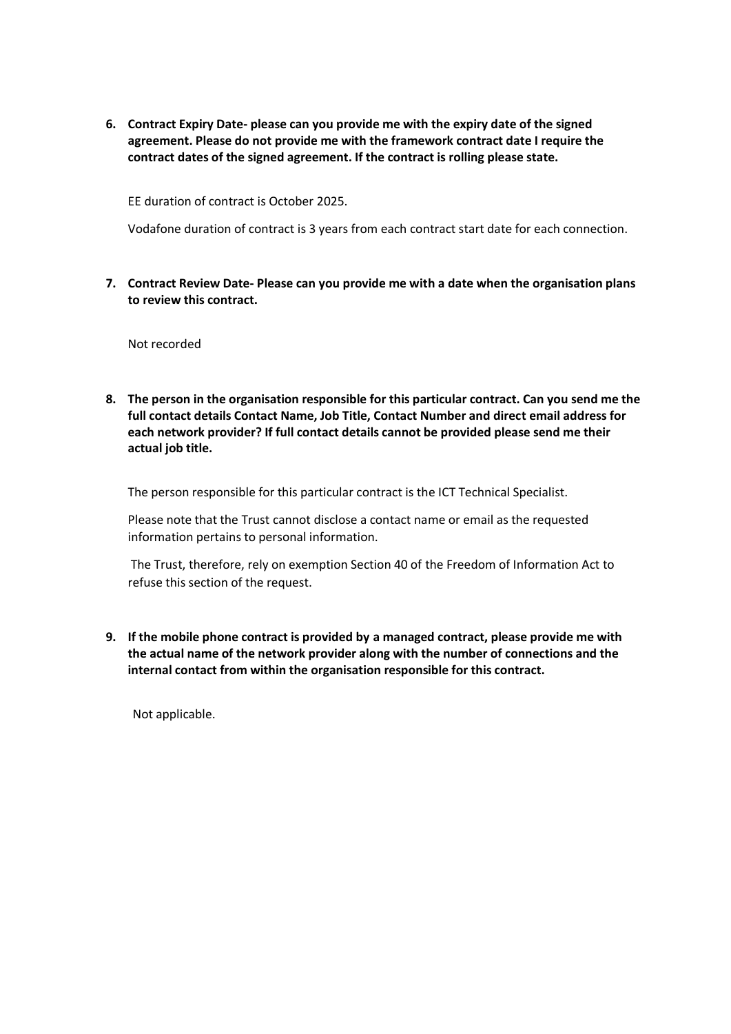6. **Contract Expiry Date- please can you provide me with the expiry date of the signed agreement. Please do not provide me with the framework contract date I require the contract dates of the signed agreement. If the contract is rolling please state.**

   EE duration of contract is October 2025.

   Vodafone duration of contract is 3 years from each contract start date for each connection.

7. **Contract Review Date- Please can you provide me with a date when the organisation plans to review this contract.**

   Not recorded

8. **The person in the organisation responsible for this particular contract. Can you send me the full contact details Contact Name, Job Title, Contact Number and direct email address for each network provider? If full contact details cannot be provided please send me their actual job title.**

   The person responsible for this particular contract is the ICT Technical Specialist.

   Please note that the Trust cannot disclose a contact name or email as the requested information pertains to personal information.

   The Trust, therefore, rely on exemption Section 40 of the Freedom of Information Act to refuse this section of the request.

9. **If the mobile phone contract is provided by a managed contract, please provide me with the actual name of the network provider along with the number of connections and the internal contact from within the organisation responsible for this contract.**

   Not applicable.